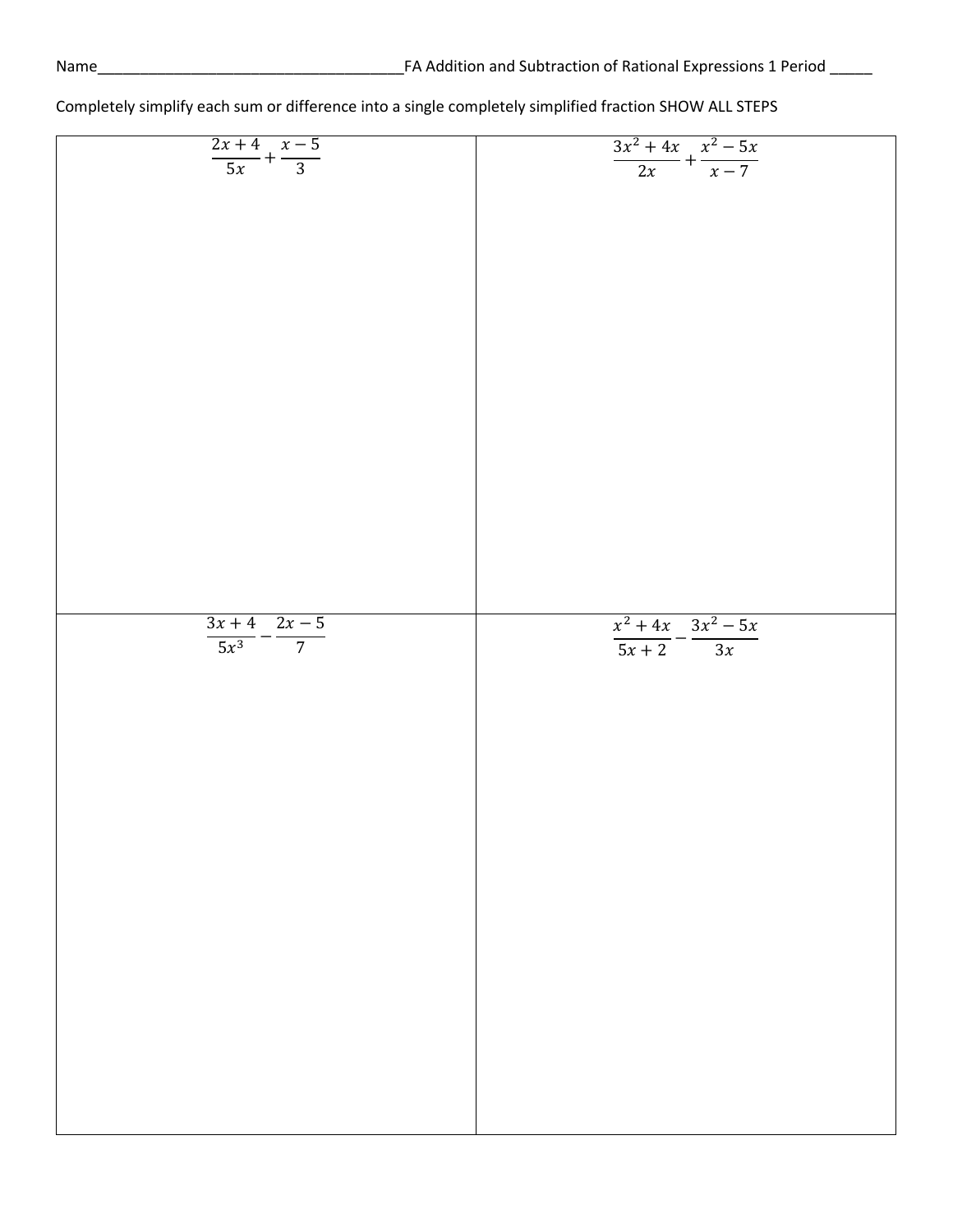Name_____________________________________FA Addition and Subtraction of Rational Expressions 1 Period _____

Completely simplify each sum or difference into a single completely simplified fraction SHOW ALL STEPS

| | |
|---|---|
| $\frac{2x+4}{5x}+\frac{x-5}{3}$ | $\frac{3x^2+4x}{2x}+\frac{x^2-5x}{x-7}$ |
| $\frac{3x+4}{5x^3}-\frac{2x-5}{7}$ | $\frac{x^2+4x}{5x+2}-\frac{3x^2-5x}{3x}$ |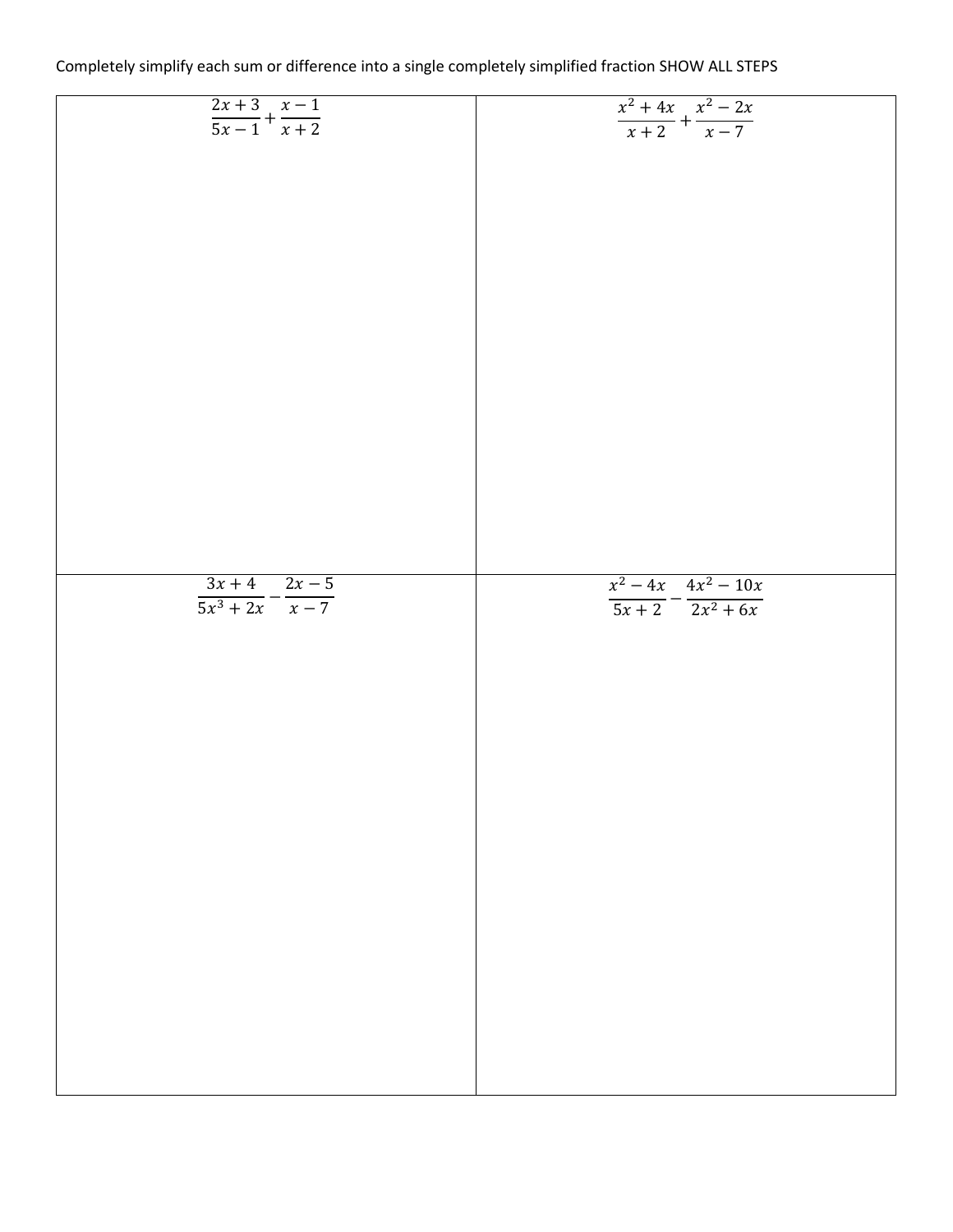Completely simplify each sum or difference into a single completely simplified fraction SHOW ALL STEPS

| | |
|---|---|
| $\frac{2x+3}{5x-1}+\frac{x-1}{x+2}$ | $\frac{x^2+4x}{x+2}+\frac{x^2-2x}{x-7}$ |
| $\frac{3x+4}{5x^3+2x}-\frac{2x-5}{x-7}$ | $\frac{x^2-4x}{5x+2}-\frac{4x^2-10x}{2x^2+6x}$ |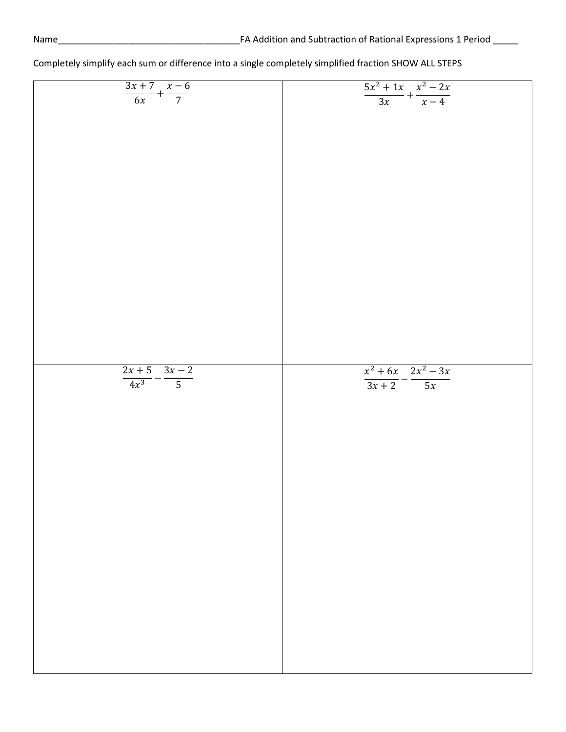Name_____________________________________FA Addition and Subtraction of Rational Expressions 1 Period _____

Completely simplify each sum or difference into a single completely simplified fraction SHOW ALL STEPS

| | |
|---|---|
| $\frac{3x+7}{6x}+\frac{x-6}{7}$ | $\frac{5x^2+1x}{3x}+\frac{x^2-2x}{x-4}$ |
| $\frac{2x+5}{4x^3}-\frac{3x-2}{5}$ | $\frac{x^2+6x}{3x+2}-\frac{2x^2-3x}{5x}$ |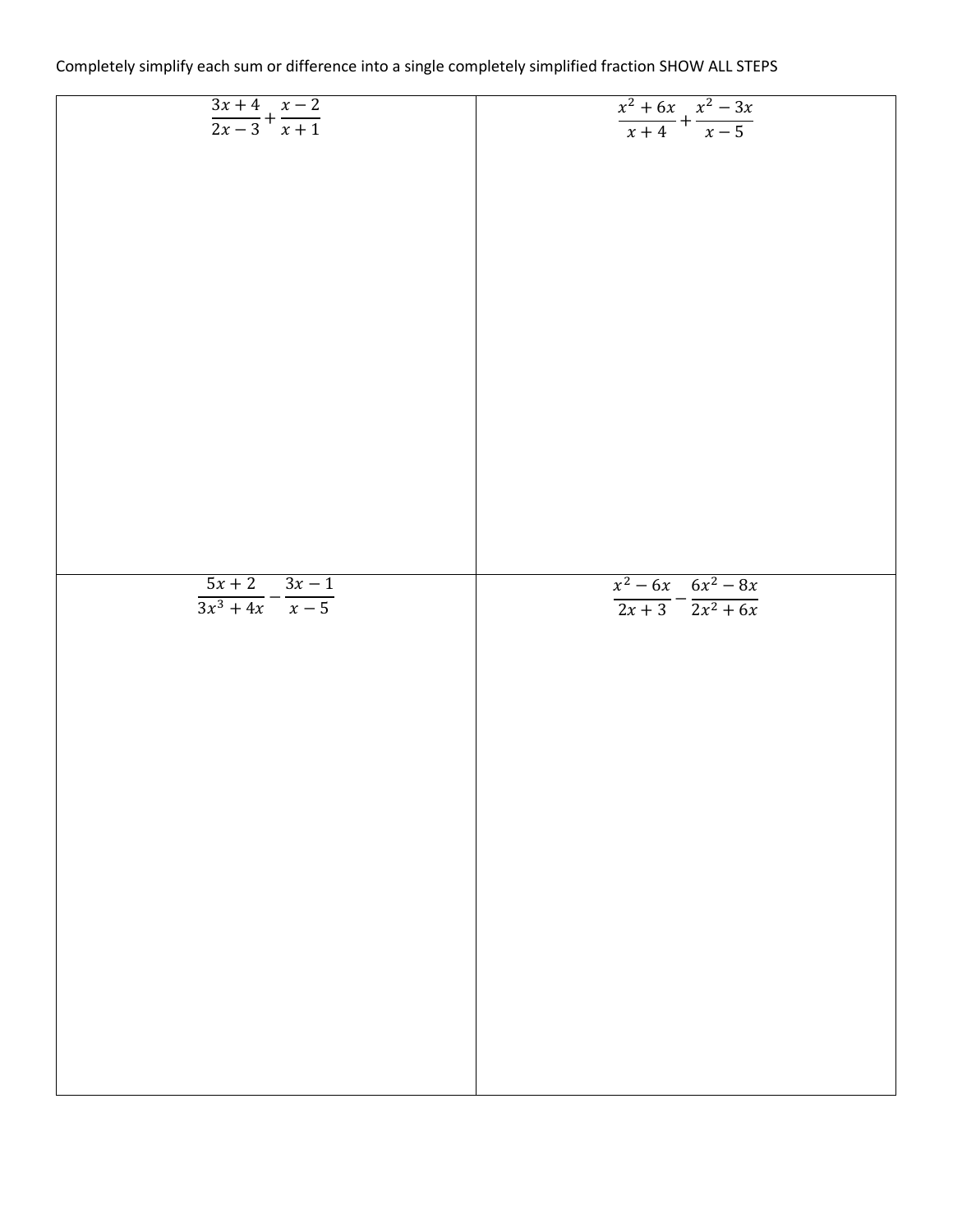Completely simplify each sum or difference into a single completely simplified fraction SHOW ALL STEPS

| | |
|---|---|
| $\dfrac{3x+4}{2x-3}+\dfrac{x-2}{x+1}$ | $\dfrac{x^2+6x}{x+4}+\dfrac{x^2-3x}{x-5}$ |
| $\dfrac{5x+2}{3x^3+4x}-\dfrac{3x-1}{x-5}$ | $\dfrac{x^2-6x}{2x+3}-\dfrac{6x^2-8x}{2x^2+6x}$ |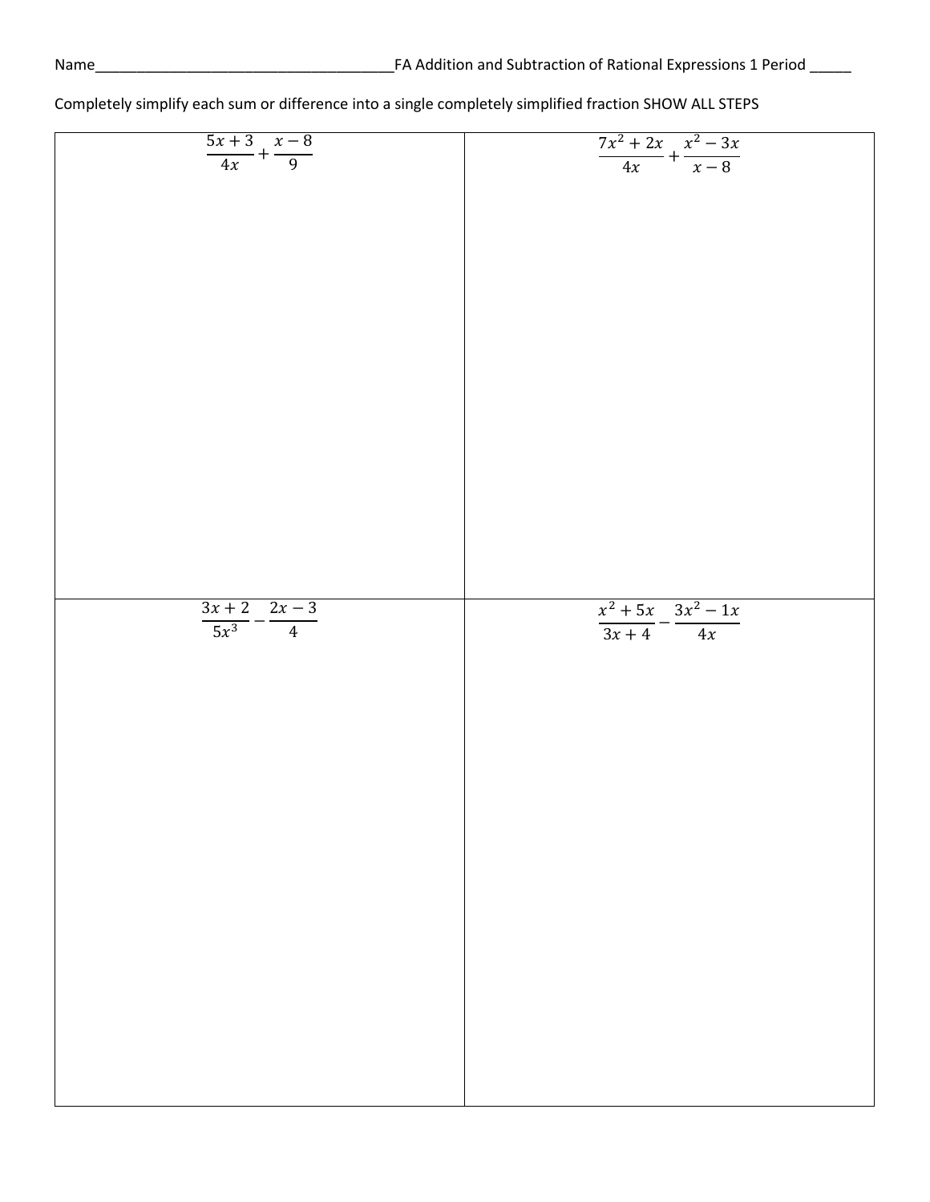Name_____________________________________FA Addition and Subtraction of Rational Expressions 1 Period _____

Completely simplify each sum or difference into a single completely simplified fraction SHOW ALL STEPS

| $\frac{5x+3}{4x}+\frac{x-8}{9}$ | $\frac{7x^2+2x}{4x}+\frac{x^2-3x}{x-8}$ |
| --- | --- |
| $\frac{3x+2}{5x^3}-\frac{2x-3}{4}$ | $\frac{x^2+5x}{3x+4}-\frac{3x^2-1x}{4x}$ |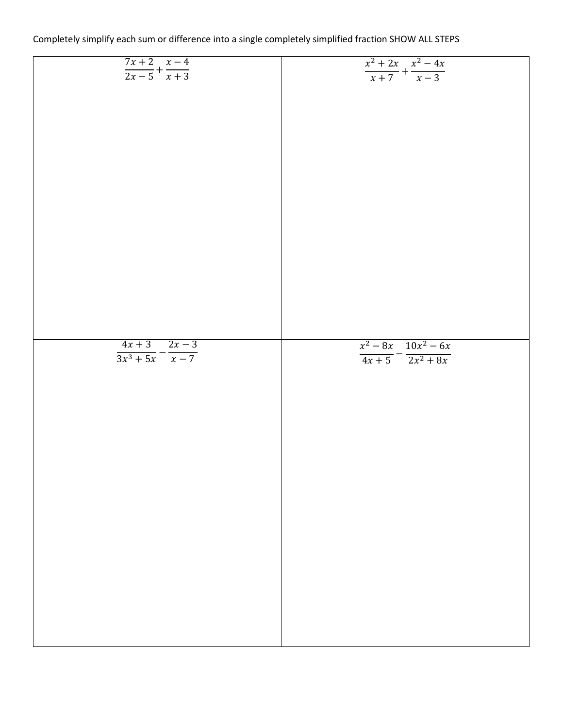Completely simplify each sum or difference into a single completely simplified fraction SHOW ALL STEPS

| | |
|---|---|
| $\frac{7x+2}{2x-5}+\frac{x-4}{x+3}$ | $\frac{x^2+2x}{x+7}+\frac{x^2-4x}{x-3}$ |
| $\frac{4x+3}{3x^3+5x}-\frac{2x-3}{x-7}$ | $\frac{x^2-8x}{4x+5}-\frac{10x^2-6x}{2x^2+8x}$ |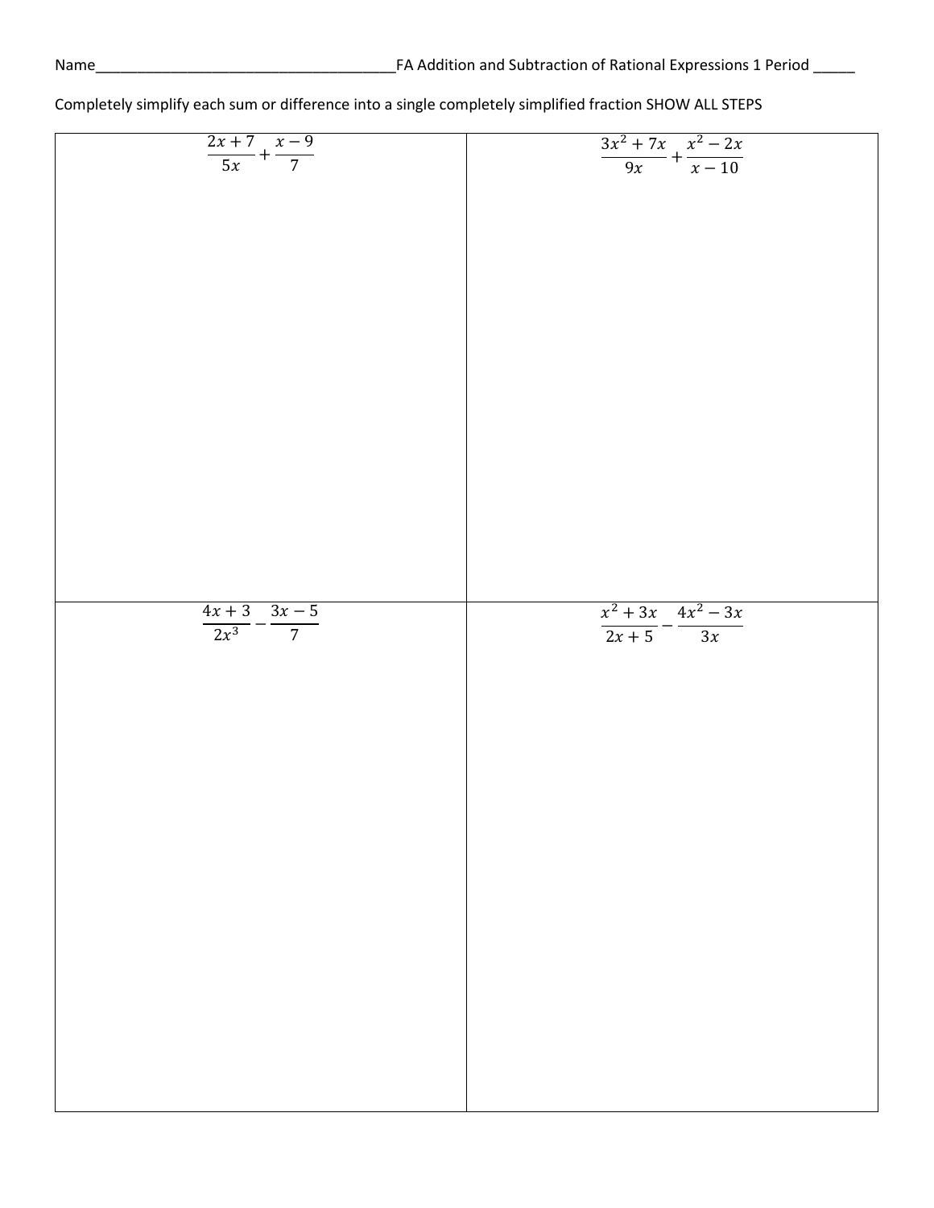Name\_\_\_\_\_\_\_\_\_\_\_\_\_\_\_\_\_\_\_\_\_\_\_\_\_\_\_\_\_\_\_\_\_\_\_\_FA Addition and Subtraction of Rational Expressions 1 Period \_\_\_\_\_

Completely simplify each sum or difference into a single completely simplified fraction SHOW ALL STEPS

| | |
|---|---|
| $\dfrac{2x+7}{5x}+\dfrac{x-9}{7}$ | $\dfrac{3x^2+7x}{9x}+\dfrac{x^2-2x}{x-10}$ |
| $\dfrac{4x+3}{2x^3}-\dfrac{3x-5}{7}$ | $\dfrac{x^2+3x}{2x+5}-\dfrac{4x^2-3x}{3x}$ |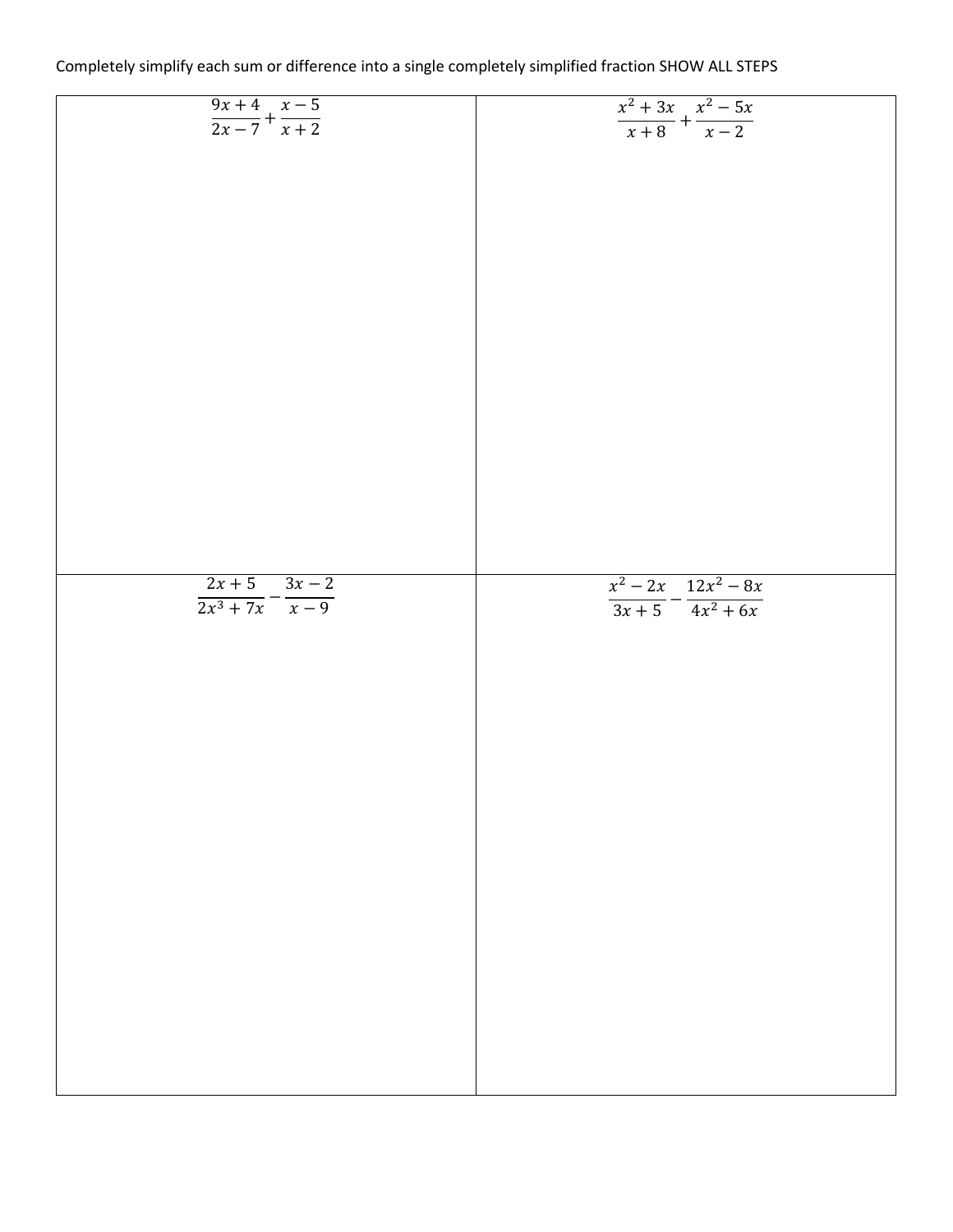Completely simplify each sum or difference into a single completely simplified fraction SHOW ALL STEPS

| | |
|---|---|
| $\frac{9x+4}{2x-7}+\frac{x-5}{x+2}$ | $\frac{x^2+3x}{x+8}+\frac{x^2-5x}{x-2}$ |
| $\frac{2x+5}{2x^3+7x}-\frac{3x-2}{x-9}$ | $\frac{x^2-2x}{3x+5}-\frac{12x^2-8x}{4x^2+6x}$ |